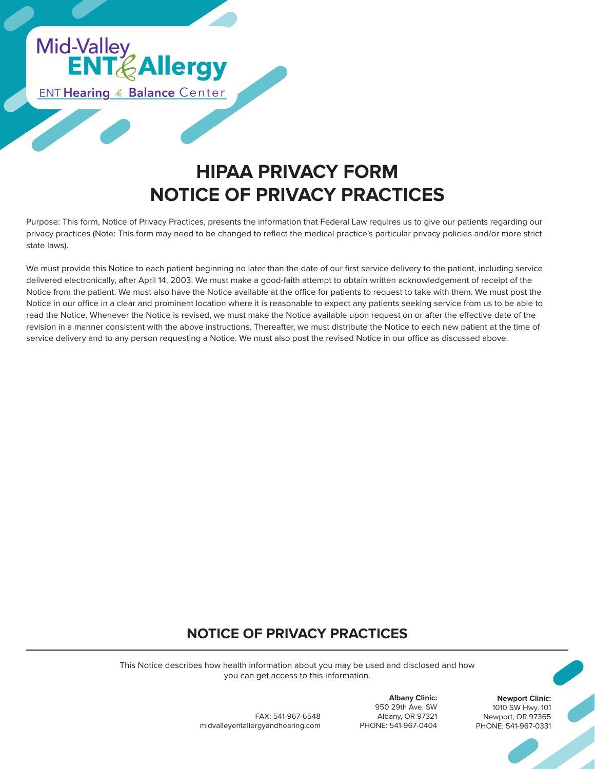Mid-Valley ENT & Allergy

ENT Hearing & Balance Center

# HIPAA PRIVACY FORM
# NOTICE OF PRIVACY PRACTICES

Purpose: This form, Notice of Privacy Practices, presents the information that Federal Law requires us to give our patients regarding our privacy practices (Note: This form may need to be changed to reflect the medical practice's particular privacy policies and/or more strict state laws).

We must provide this Notice to each patient beginning no later than the date of our first service delivery to the patient, including service delivered electronically, after April 14, 2003. We must make a good-faith attempt to obtain written acknowledgement of receipt of the Notice from the patient. We must also have the Notice available at the office for patients to request to take with them. We must post the Notice in our office in a clear and prominent location where it is reasonable to expect any patients seeking service from us to be able to read the Notice. Whenever the Notice is revised, we must make the Notice available upon request on or after the effective date of the revision in a manner consistent with the above instructions. Thereafter, we must distribute the Notice to each new patient at the time of service delivery and to any person requesting a Notice. We must also post the revised Notice in our office as discussed above.

## NOTICE OF PRIVACY PRACTICES

This Notice describes how health information about you may be used and disclosed and how you can get access to this information.

FAX: 541-967-6548
midvalleyentallergyandhearing.com

**Albany Clinic:**
950 29th Ave. SW
Albany, OR 97321
PHONE: 541-967-0404

**Newport Clinic:**
1010 SW Hwy. 101
Newport, OR 97365
PHONE: 541-967-0331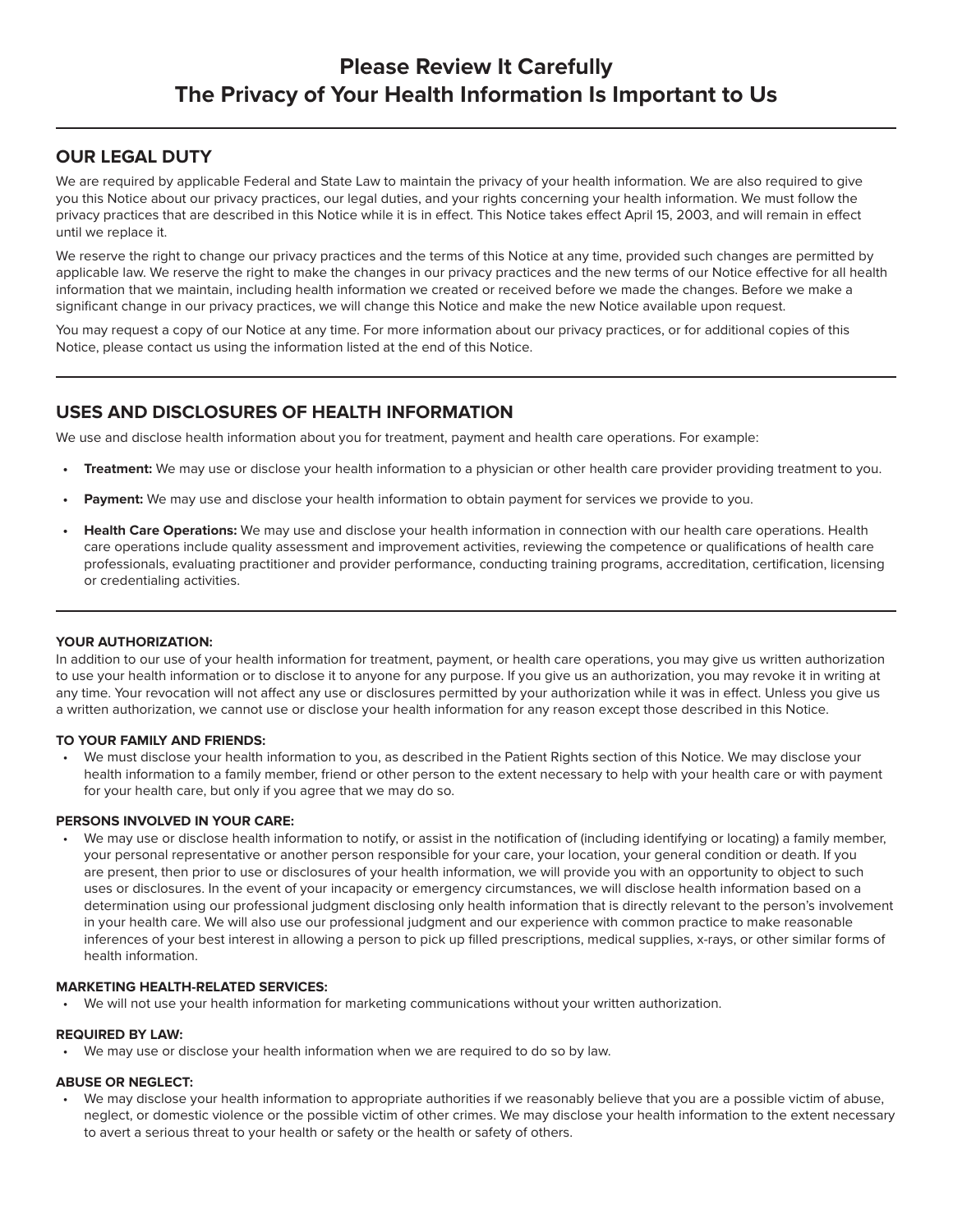# Please Review It Carefully
# The Privacy of Your Health Information Is Important to Us

## OUR LEGAL DUTY

We are required by applicable Federal and State Law to maintain the privacy of your health information. We are also required to give you this Notice about our privacy practices, our legal duties, and your rights concerning your health information. We must follow the privacy practices that are described in this Notice while it is in effect. This Notice takes effect April 15, 2003, and will remain in effect until we replace it.

We reserve the right to change our privacy practices and the terms of this Notice at any time, provided such changes are permitted by applicable law. We reserve the right to make the changes in our privacy practices and the new terms of our Notice effective for all health information that we maintain, including health information we created or received before we made the changes. Before we make a significant change in our privacy practices, we will change this Notice and make the new Notice available upon request.

You may request a copy of our Notice at any time. For more information about our privacy practices, or for additional copies of this Notice, please contact us using the information listed at the end of this Notice.

## USES AND DISCLOSURES OF HEALTH INFORMATION

We use and disclose health information about you for treatment, payment and health care operations. For example:

- **Treatment:** We may use or disclose your health information to a physician or other health care provider providing treatment to you.
- **Payment:** We may use and disclose your health information to obtain payment for services we provide to you.
- **Health Care Operations:** We may use and disclose your health information in connection with our health care operations. Health care operations include quality assessment and improvement activities, reviewing the competence or qualifications of health care professionals, evaluating practitioner and provider performance, conducting training programs, accreditation, certification, licensing or credentialing activities.

#### YOUR AUTHORIZATION:

In addition to our use of your health information for treatment, payment, or health care operations, you may give us written authorization to use your health information or to disclose it to anyone for any purpose. If you give us an authorization, you may revoke it in writing at any time. Your revocation will not affect any use or disclosures permitted by your authorization while it was in effect. Unless you give us a written authorization, we cannot use or disclose your health information for any reason except those described in this Notice.

#### TO YOUR FAMILY AND FRIENDS:

- We must disclose your health information to you, as described in the Patient Rights section of this Notice. We may disclose your health information to a family member, friend or other person to the extent necessary to help with your health care or with payment for your health care, but only if you agree that we may do so.

#### PERSONS INVOLVED IN YOUR CARE:

- We may use or disclose health information to notify, or assist in the notification of (including identifying or locating) a family member, your personal representative or another person responsible for your care, your location, your general condition or death. If you are present, then prior to use or disclosures of your health information, we will provide you with an opportunity to object to such uses or disclosures. In the event of your incapacity or emergency circumstances, we will disclose health information based on a determination using our professional judgment disclosing only health information that is directly relevant to the person's involvement in your health care. We will also use our professional judgment and our experience with common practice to make reasonable inferences of your best interest in allowing a person to pick up filled prescriptions, medical supplies, x-rays, or other similar forms of health information.

#### MARKETING HEALTH-RELATED SERVICES:

- We will not use your health information for marketing communications without your written authorization.

#### REQUIRED BY LAW:

- We may use or disclose your health information when we are required to do so by law.

#### ABUSE OR NEGLECT:

- We may disclose your health information to appropriate authorities if we reasonably believe that you are a possible victim of abuse, neglect, or domestic violence or the possible victim of other crimes. We may disclose your health information to the extent necessary to avert a serious threat to your health or safety or the health or safety of others.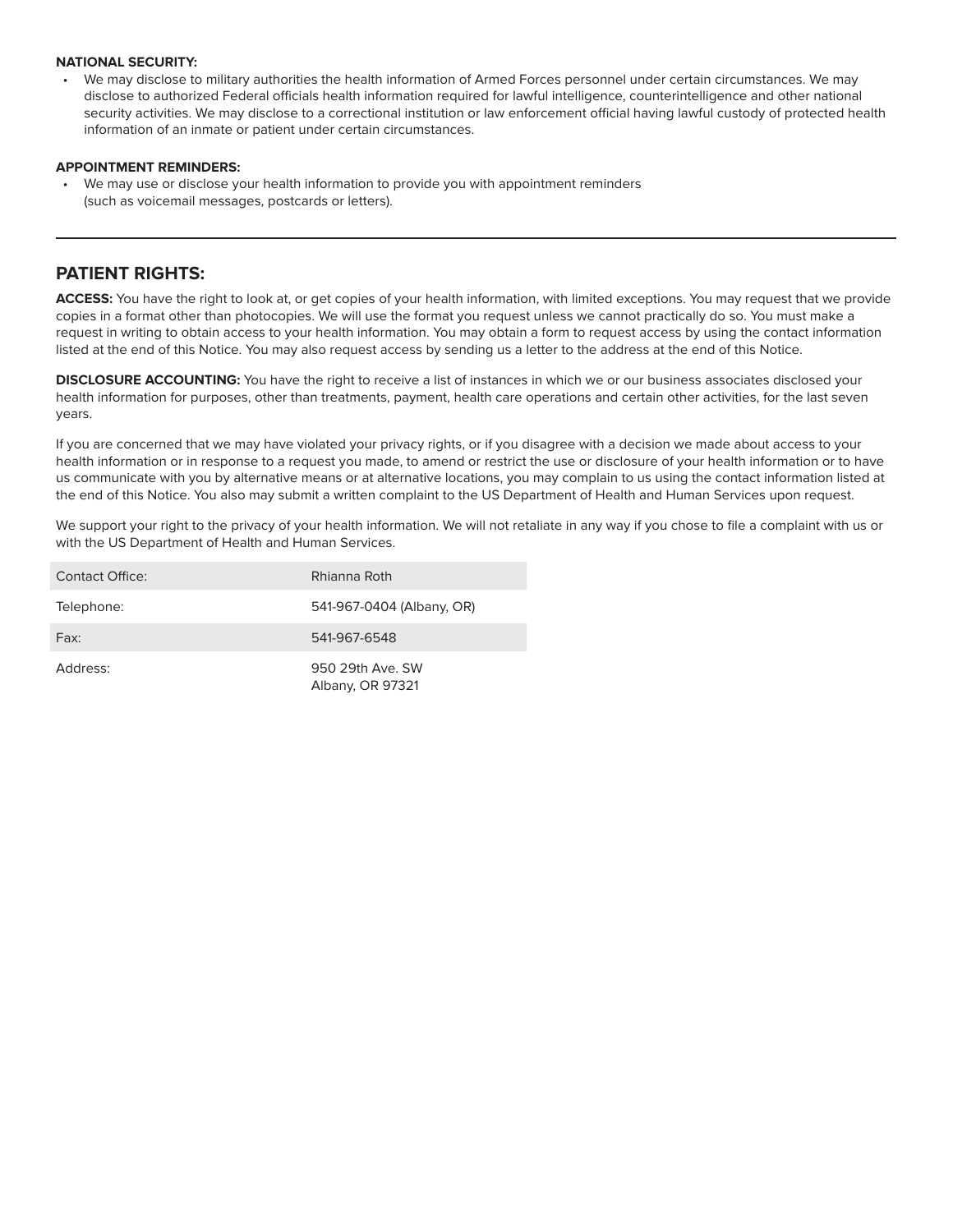**NATIONAL SECURITY:**

- We may disclose to military authorities the health information of Armed Forces personnel under certain circumstances. We may disclose to authorized Federal officials health information required for lawful intelligence, counterintelligence and other national security activities. We may disclose to a correctional institution or law enforcement official having lawful custody of protected health information of an inmate or patient under certain circumstances.

**APPOINTMENT REMINDERS:**

- We may use or disclose your health information to provide you with appointment reminders (such as voicemail messages, postcards or letters).

---

## PATIENT RIGHTS:

**ACCESS:** You have the right to look at, or get copies of your health information, with limited exceptions. You may request that we provide copies in a format other than photocopies. We will use the format you request unless we cannot practically do so. You must make a request in writing to obtain access to your health information. You may obtain a form to request access by using the contact information listed at the end of this Notice. You may also request access by sending us a letter to the address at the end of this Notice.

**DISCLOSURE ACCOUNTING:** You have the right to receive a list of instances in which we or our business associates disclosed your health information for purposes, other than treatments, payment, health care operations and certain other activities, for the last seven years.

If you are concerned that we may have violated your privacy rights, or if you disagree with a decision we made about access to your health information or in response to a request you made, to amend or restrict the use or disclosure of your health information or to have us communicate with you by alternative means or at alternative locations, you may complain to us using the contact information listed at the end of this Notice. You also may submit a written complaint to the US Department of Health and Human Services upon request.

We support your right to the privacy of your health information. We will not retaliate in any way if you chose to file a complaint with us or with the US Department of Health and Human Services.

| | |
|---|---|
| Contact Office: | Rhianna Roth |
| Telephone: | 541-967-0404 (Albany, OR) |
| Fax: | 541-967-6548 |
| Address: | 950 29th Ave. SW<br>Albany, OR 97321 |